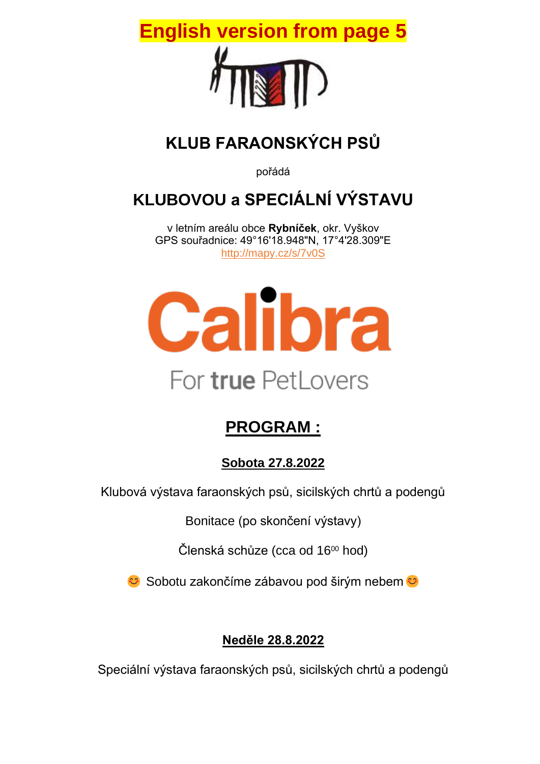**English version from page 5**

# KLUB FARAONSKÝCH PSŮ

pořádá

# KLUBOVOU a SPECIÁLNÍ VÝSTAVU

v letním areálu obce **Rybníček**, okr. Vyškov
GPS souřadnice: 49°16'18.948"N, 17°4'28.309"E
http://mapy.cz/s/7v0S

Calibra

For **true** PetLovers

## PROGRAM :

### Sobota 27.8.2022

Klubová výstava faraonských psů, sicilských chrtů a podengů

Bonitace (po skončení výstavy)

Členská schůze (cca od $16^{00}$ hod)

😊 Sobotu zakončíme zábavou pod širým nebem 😊

### Neděle 28.8.2022

Speciální výstava faraonských psů, sicilských chrtů a podengů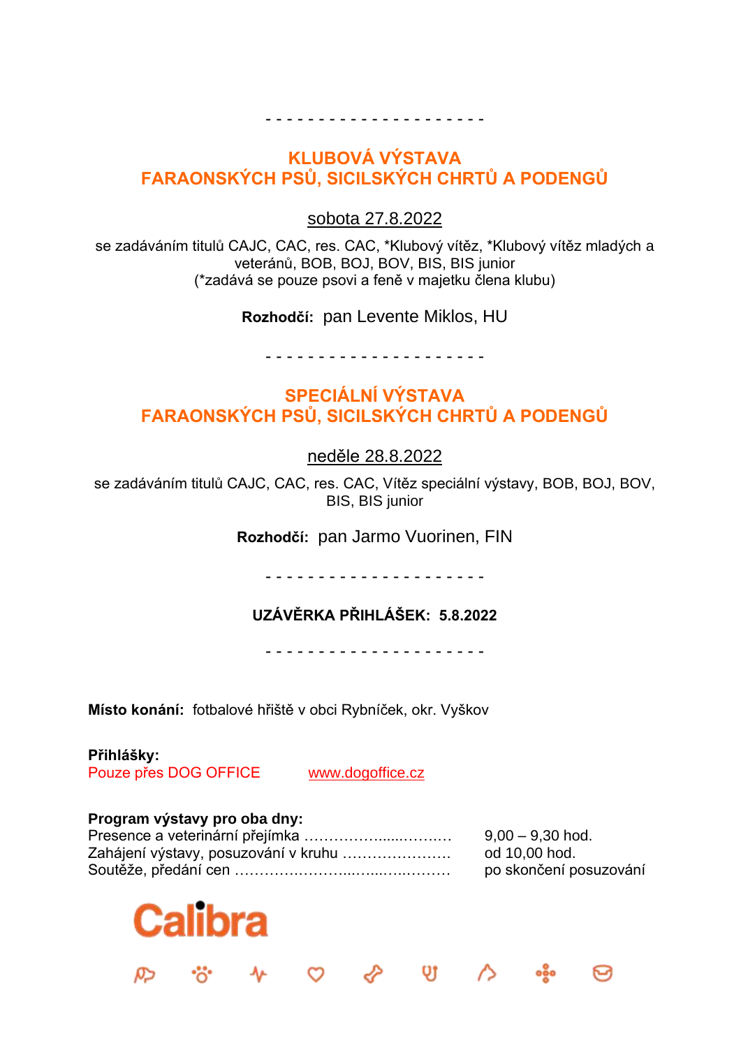- - - - - - - - - - - - - - - - - - - - -

## KLUBOVÁ VÝSTAVA
## FARAONSKÝCH PSŮ, SICILSKÝCH CHRTŮ A PODENGŮ

sobota 27.8.2022

se zadáváním titulů CAJC, CAC, res. CAC, *Klubový vítěz, *Klubový vítěz mladých a veteránů, BOB, BOJ, BOV, BIS, BIS junior
(*zadává se pouze psovi a feně v majetku člena klubu)

**Rozhodčí:** pan Levente Miklos, HU

- - - - - - - - - - - - - - - - - - - - -

## SPECIÁLNÍ VÝSTAVA
## FARAONSKÝCH PSŮ, SICILSKÝCH CHRTŮ A PODENGŮ

neděle 28.8.2022

se zadáváním titulů CAJC, CAC, res. CAC, Vítěz speciální výstavy, BOB, BOJ, BOV, BIS, BIS junior

**Rozhodčí:** pan Jarmo Vuorinen, FIN

- - - - - - - - - - - - - - - - - - - - -

**UZÁVĚRKA PŘIHLÁŠEK: 5.8.2022**

- - - - - - - - - - - - - - - - - - - - -

**Místo konání:** fotbalové hřiště v obci Rybníček, okr. Vyškov

**Přihlášky:**
Pouze přes DOG OFFICE www.dogoffice.cz

**Program výstavy pro oba dny:**

| | |
|---|---|
| Presence a veterinární přejímka ……………….....……..… | 9,00 – 9,30 hod. |
| Zahájení výstavy, posuzování v kruhu …………………. | od 10,00 hod. |
| Soutěže, předání cen ……………….……...…...…..……… | po skončení posuzování |

Calibra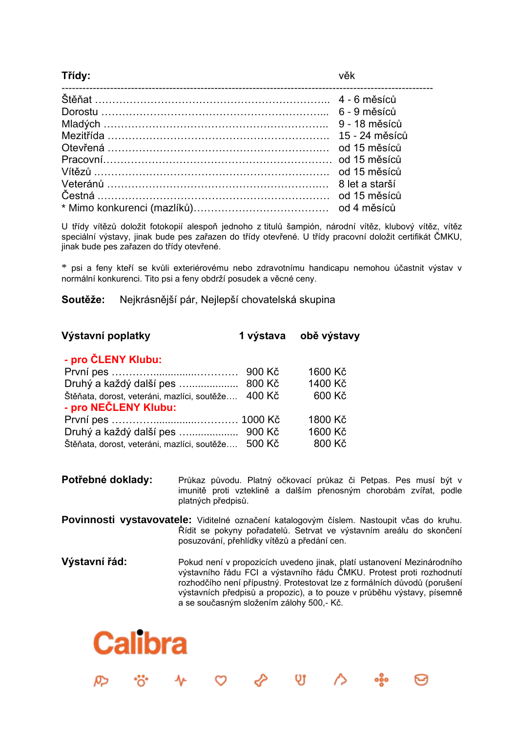| **Třídy:** | věk |
|---|---|
| Štěňat | 4 - 6 měsíců |
| Dorostu | 6 - 9 měsíců |
| Mladých | 9 - 18 měsíců |
| Mezitřída | 15 - 24 měsíců |
| Otevřená | od 15 měsíců |
| Pracovní | od 15 měsíců |
| Vítězů | od 15 měsíců |
| Veteránů | 8 let a starší |
| Čestná | od 15 měsíců |
| * Mimo konkurenci (mazlíků) | od 4 měsíců |

U třídy vítězů doložit fotokopií alespoň jednoho z titulů šampión, národní vítěz, klubový vítěz, vítěz speciální výstavy, jinak bude pes zařazen do třídy otevřené. U třídy pracovní doložit certifikát ČMKU, jinak bude pes zařazen do třídy otevřené.

* psi a feny kteří se kvůli exteriérovému nebo zdravotnímu handicapu nemohou účastnit výstav v normální konkurenci. Tito psi a feny obdrží posudek a věcné ceny.

**Soutěže:** Nejkrásnější pár, Nejlepší chovatelská skupina

| **Výstavní poplatky** | **1 výstava** | **obě výstavy** |
|---|---|---|
| **- pro ČLENY Klubu:** | | |
| První pes | 900 Kč | 1600 Kč |
| Druhý a každý další pes | 800 Kč | 1400 Kč |
| Štěňata, dorost, veteráni, mazlíci, soutěže | 400 Kč | 600 Kč |
| **- pro NEČLENY Klubu:** | | |
| První pes | 1000 Kč | 1800 Kč |
| Druhý a každý další pes | 900 Kč | 1600 Kč |
| Štěňata, dorost, veteráni, mazlíci, soutěže | 500 Kč | 800 Kč |

**Potřebné doklady:** Průkaz původu. Platný očkovací průkaz či Petpas. Pes musí být v imunitě proti vzteklině a dalším přenosným chorobám zvířat, podle platných předpisů.

**Povinnosti vystavovatele:** Viditelné označení katalogovým číslem. Nastoupit včas do kruhu. Řídit se pokyny pořadatelů. Setrvat ve výstavním areálu do skončení posuzování, přehlídky vítězů a předání cen.

**Výstavní řád:** Pokud není v propozicích uvedeno jinak, platí ustanovení Mezinárodního výstavního řádu FCI a výstavního řádu ČMKU. Protest proti rozhodnutí rozhodčího není přípustný. Protestovat lze z formálních důvodů (porušení výstavních předpisů a propozic), a to pouze v průběhu výstavy, písemně a se současným složením zálohy 500,- Kč.

Calibra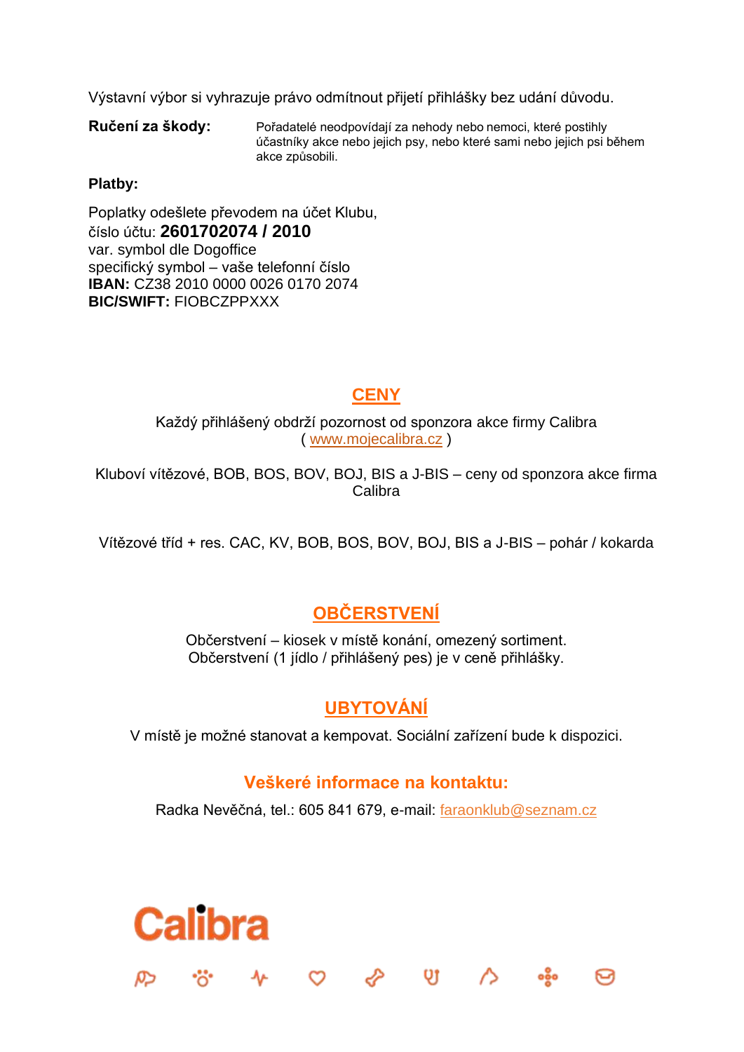Výstavní výbor si vyhrazuje právo odmítnout přijetí přihlášky bez udání důvodu.

**Ručení za škody:** Pořadatelé neodpovídají za nehody nebo nemoci, které postihly účastníky akce nebo jejich psy, nebo které sami nebo jejich psi během akce způsobili.

**Platby:**

Poplatky odešlete převodem na účet Klubu,
číslo účtu: **2601702074 / 2010**
var. symbol dle Dogoffice
specifický symbol – vaše telefonní číslo
**IBAN:** CZ38 2010 0000 0026 0170 2074
**BIC/SWIFT:** FIOBCZPPXXX

## CENY

Každý přihlášený obdrží pozornost od sponzora akce firmy Calibra
( www.mojecalibra.cz )

Kluboví vítězové, BOB, BOS, BOV, BOJ, BIS a J-BIS – ceny od sponzora akce firma Calibra

Vítězové tříd + res. CAC, KV, BOB, BOS, BOV, BOJ, BIS a J-BIS – pohár / kokarda

## OBČERSTVENÍ

Občerstvení – kiosek v místě konání, omezený sortiment.
Občerstvení (1 jídlo / přihlášený pes) je v ceně přihlášky.

## UBYTOVÁNÍ

V místě je možné stanovat a kempovat. Sociální zařízení bude k dispozici.

### Veškeré informace na kontaktu:

Radka Nevěčná, tel.: 605 841 679, e-mail: faraonklub@seznam.cz

Calibra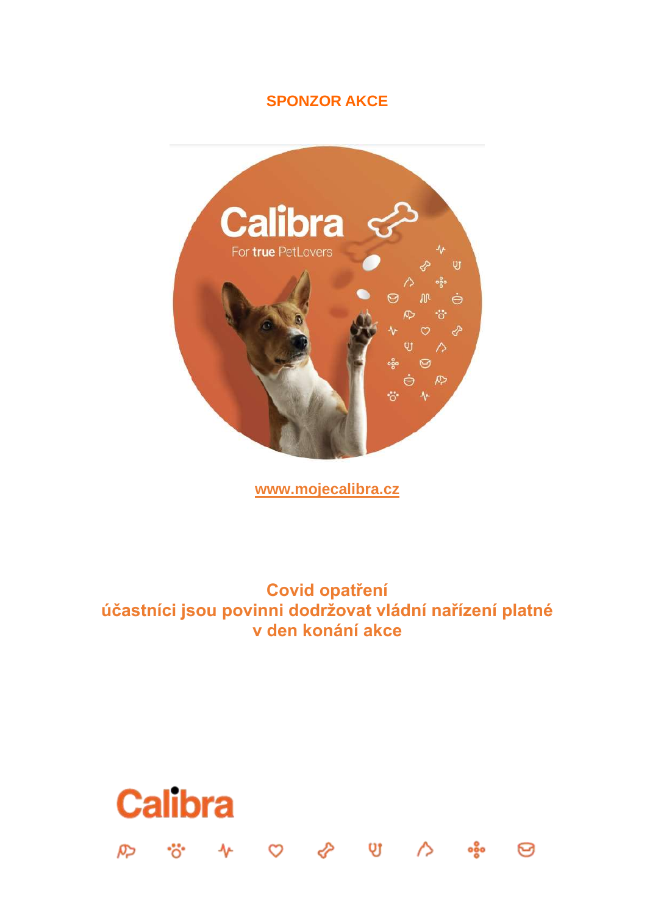## SPONZOR AKCE

www.mojecalibra.cz

**Covid opatření**
**účastníci jsou povinni dodržovat vládní nařízení platné v den konání akce**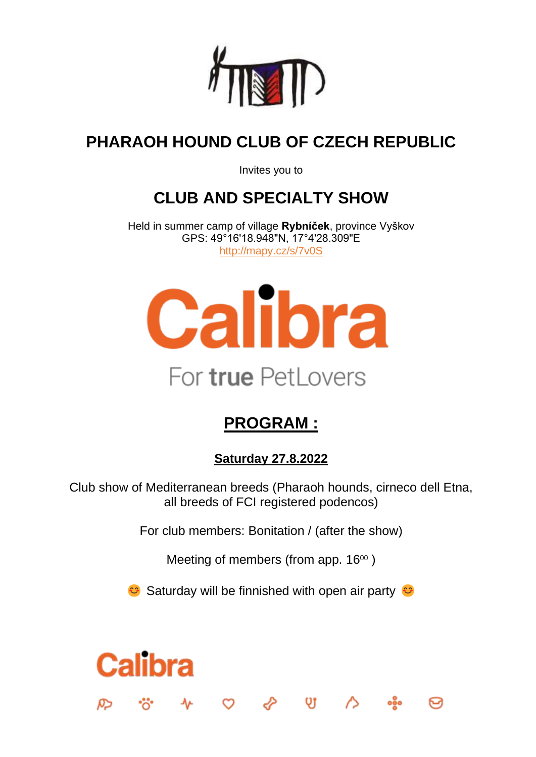# PHARAOH HOUND CLUB OF CZECH REPUBLIC

Invites you to

## CLUB AND SPECIALTY SHOW

Held in summer camp of village **Rybníček**, province Vyškov
GPS: 49°16'18.948"N, 17°4'28.309"E
http://mapy.cz/s/7v0S

Calibra

For **true** PetLovers

## PROGRAM :

**Saturday 27.8.2022**

Club show of Mediterranean breeds (Pharaoh hounds, cirneco dell Etna, all breeds of FCI registered podencos)

For club members: Bonitation / (after the show)

Meeting of members (from app. 16[00] )

😊 Saturday will be finnished with open air party 😊

Calibra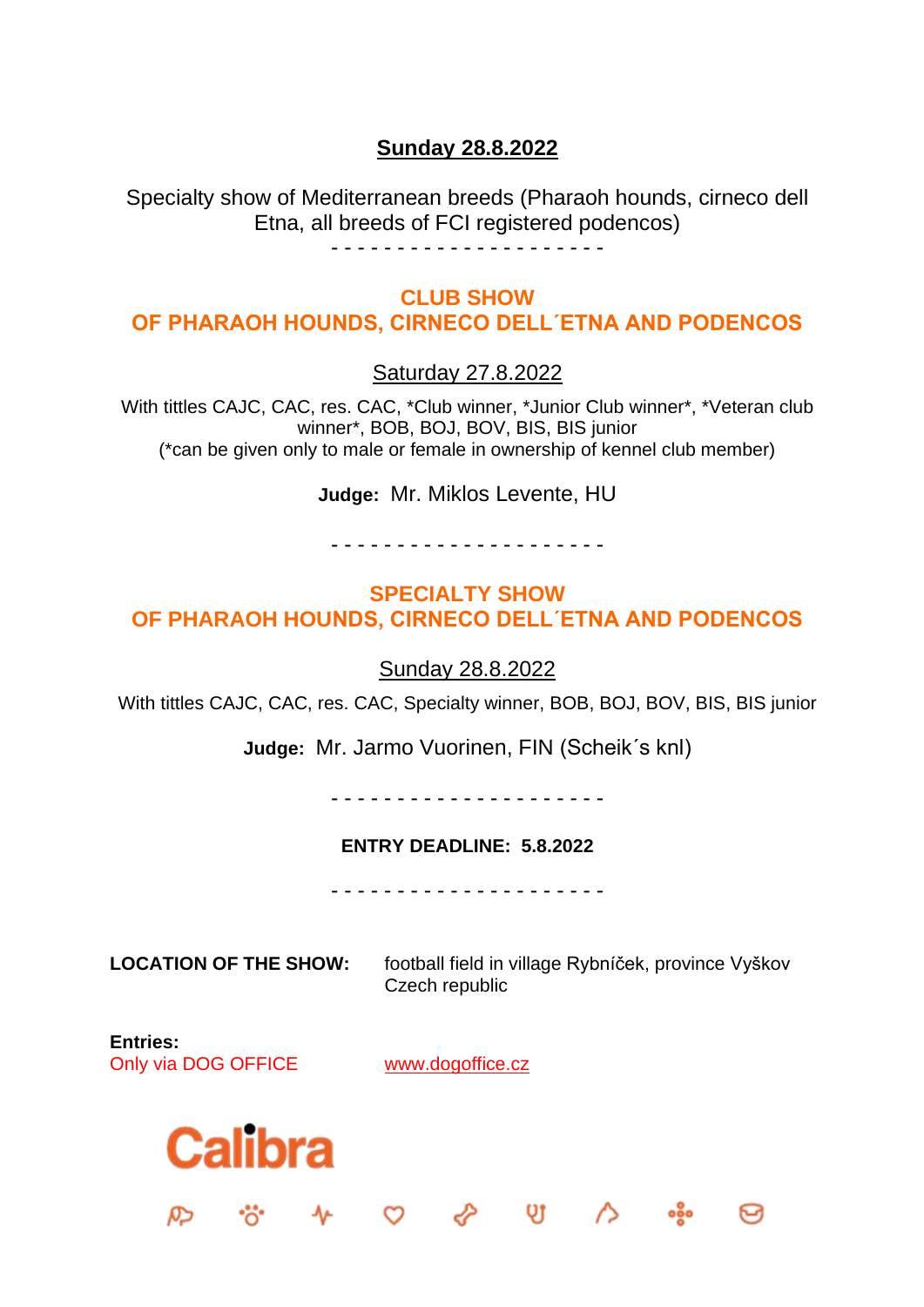**Sunday 28.8.2022**

Specialty show of Mediterranean breeds (Pharaoh hounds, cirneco dell Etna, all breeds of FCI registered podencos)

- - - - - - - - - - - - - - - - - - - - -

## CLUB SHOW
## OF PHARAOH HOUNDS, CIRNECO DELL´ETNA AND PODENCOS

Saturday 27.8.2022

With tittles CAJC, CAC, res. CAC, *Club winner, *Junior Club winner*, *Veteran club winner*, BOB, BOJ, BOV, BIS, BIS junior
(*can be given only to male or female in ownership of kennel club member)

**Judge:** Mr. Miklos Levente, HU

- - - - - - - - - - - - - - - - - - - - -

## SPECIALTY SHOW
## OF PHARAOH HOUNDS, CIRNECO DELL´ETNA AND PODENCOS

Sunday 28.8.2022

With tittles CAJC, CAC, res. CAC, Specialty winner, BOB, BOJ, BOV, BIS, BIS junior

**Judge:** Mr. Jarmo Vuorinen, FIN (Scheik´s knl)

- - - - - - - - - - - - - - - - - - - - -

**ENTRY DEADLINE: 5.8.2022**

- - - - - - - - - - - - - - - - - - - - -

**LOCATION OF THE SHOW:** football field in village Rybníček, province Vyškov Czech republic

**Entries:**
Only via DOG OFFICE www.dogoffice.cz

Calibra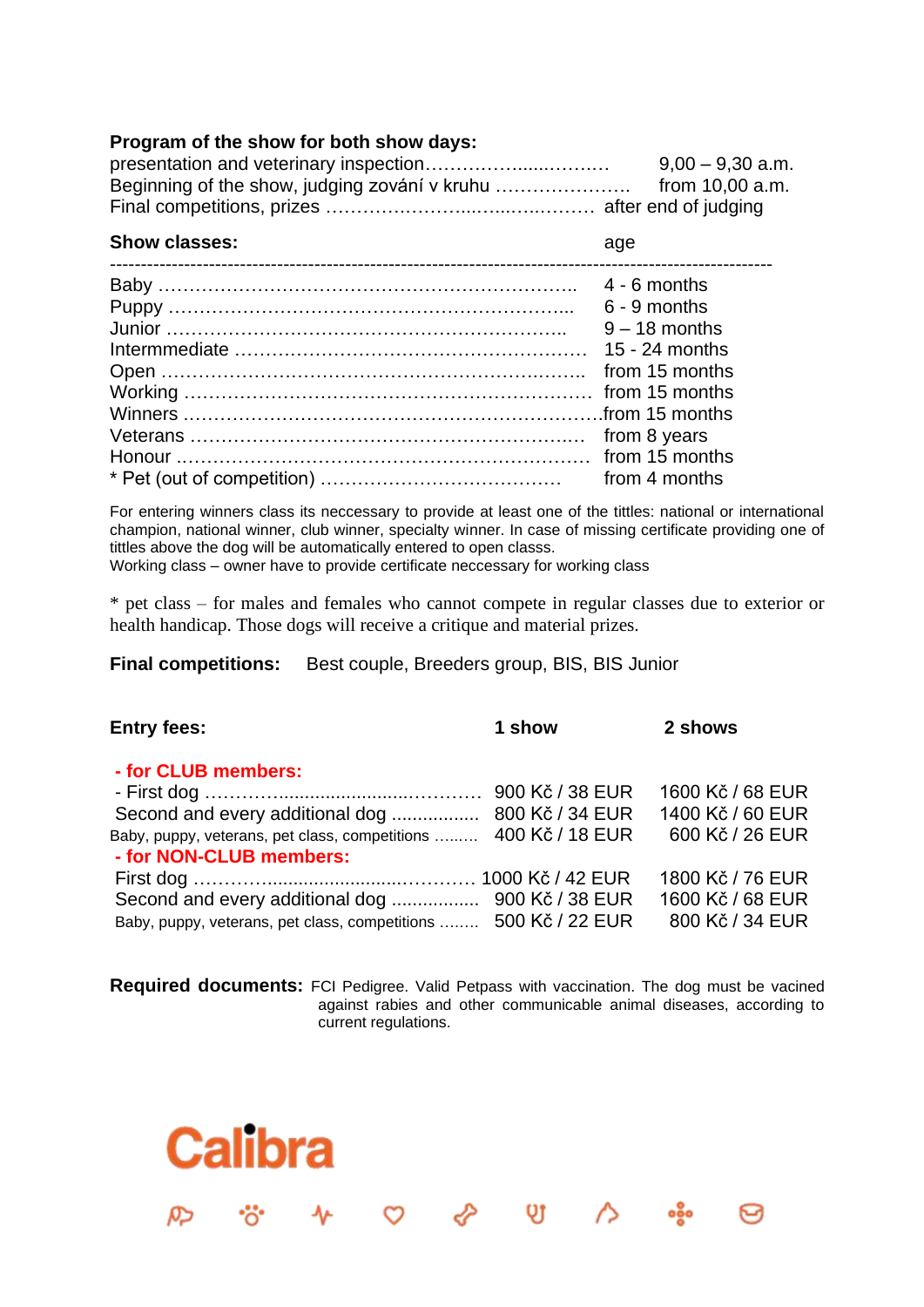**Program of the show for both show days:**

| | |
|---|---|
| presentation and veterinary inspection | 9,00 – 9,30 a.m. |
| Beginning of the show, judging zování v kruhu | from 10,00 a.m. |
| Final competitions, prizes | after end of judging |

| **Show classes:** | age |
|---|---|
| Baby | 4 - 6 months |
| Puppy | 6 - 9 months |
| Junior | 9 – 18 months |
| Intermmediate | 15 - 24 months |
| Open | from 15 months |
| Working | from 15 months |
| Winners | from 15 months |
| Veterans | from 8 years |
| Honour | from 15 months |
| * Pet (out of competition) | from 4 months |

For entering winners class its neccessary to provide at least one of the tittles: national or international champion, national winner, club winner, specialty winner. In case of missing certificate providing one of tittles above the dog will be automatically entered to open classs.
Working class – owner have to provide certificate neccessary for working class

* pet class – for males and females who cannot compete in regular classes due to exterior or health handicap. Those dogs will receive a critique and material prizes.

**Final competitions:** Best couple, Breeders group, BIS, BIS Junior

| **Entry fees:** | **1 show** | **2 shows** |
|---|---|---|
| **- for CLUB members:** | | |
| - First dog | 900 Kč / 38 EUR | 1600 Kč / 68 EUR |
| Second and every additional dog | 800 Kč / 34 EUR | 1400 Kč / 60 EUR |
| Baby, puppy, veterans, pet class, competitions | 400 Kč / 18 EUR | 600 Kč / 26 EUR |
| **- for NON-CLUB members:** | | |
| First dog | 1000 Kč / 42 EUR | 1800 Kč / 76 EUR |
| Second and every additional dog | 900 Kč / 38 EUR | 1600 Kč / 68 EUR |
| Baby, puppy, veterans, pet class, competitions | 500 Kč / 22 EUR | 800 Kč / 34 EUR |

**Required documents:** FCI Pedigree. Valid Petpass with vaccination. The dog must be vacined against rabies and other communicable animal diseases, according to current regulations.

Calibra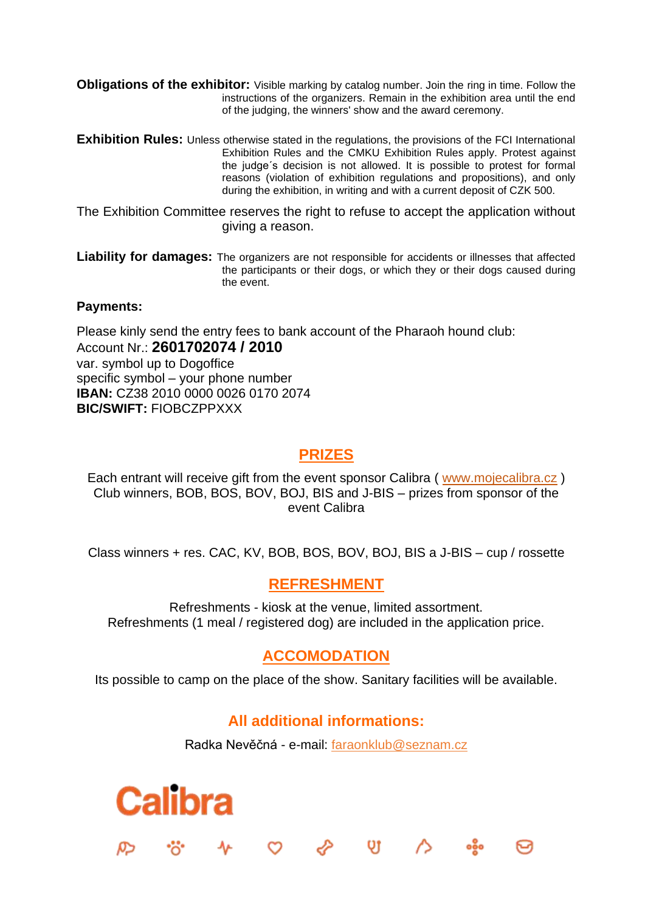**Obligations of the exhibitor:** Visible marking by catalog number. Join the ring in time. Follow the instructions of the organizers. Remain in the exhibition area until the end of the judging, the winners' show and the award ceremony.

**Exhibition Rules:** Unless otherwise stated in the regulations, the provisions of the FCI International Exhibition Rules and the CMKU Exhibition Rules apply. Protest against the judge´s decision is not allowed. It is possible to protest for formal reasons (violation of exhibition regulations and propositions), and only during the exhibition, in writing and with a current deposit of CZK 500.

The Exhibition Committee reserves the right to refuse to accept the application without giving a reason.

**Liability for damages:** The organizers are not responsible for accidents or illnesses that affected the participants or their dogs, or which they or their dogs caused during the event.

**Payments:**

Please kinly send the entry fees to bank account of the Pharaoh hound club:
Account Nr.: **2601702074 / 2010**
var. symbol up to Dogoffice
specific symbol – your phone number
**IBAN:** CZ38 2010 0000 0026 0170 2074
**BIC/SWIFT:** FIOBCZPPXXX

## PRIZES

Each entrant will receive gift from the event sponsor Calibra ( www.mojecalibra.cz )
Club winners, BOB, BOS, BOV, BOJ, BIS and J-BIS – prizes from sponsor of the event Calibra

Class winners + res. CAC, KV, BOB, BOS, BOV, BOJ, BIS a J-BIS – cup / rossette

## REFRESHMENT

Refreshments - kiosk at the venue, limited assortment.
Refreshments (1 meal / registered dog) are included in the application price.

## ACCOMODATION

Its possible to camp on the place of the show. Sanitary facilities will be available.

## All additional informations:

Radka Nevěčná - e-mail: faraonklub@seznam.cz

Calibra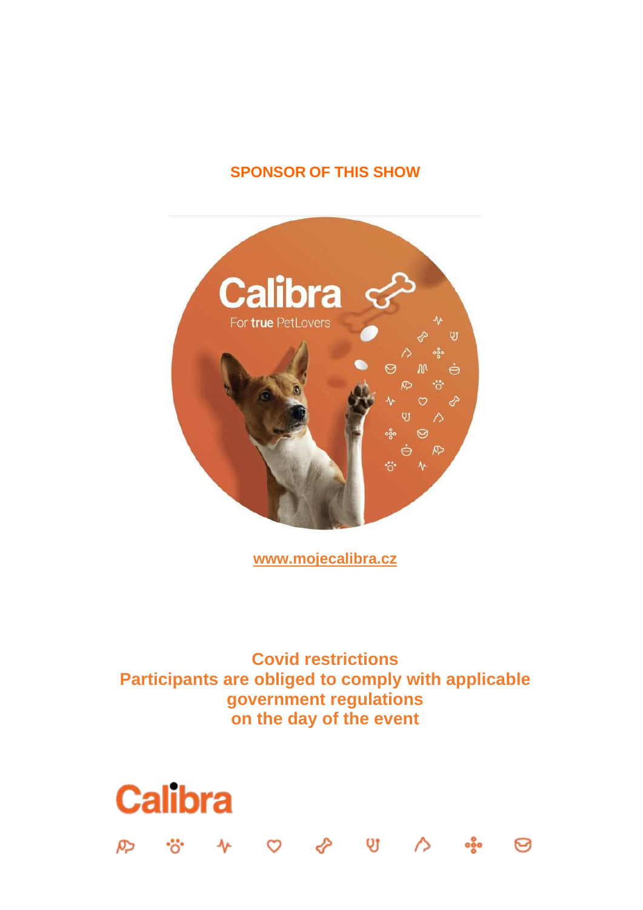## SPONSOR OF THIS SHOW

www.mojecalibra.cz

**Covid restrictions**
**Participants are obliged to comply with applicable government regulations on the day of the event**